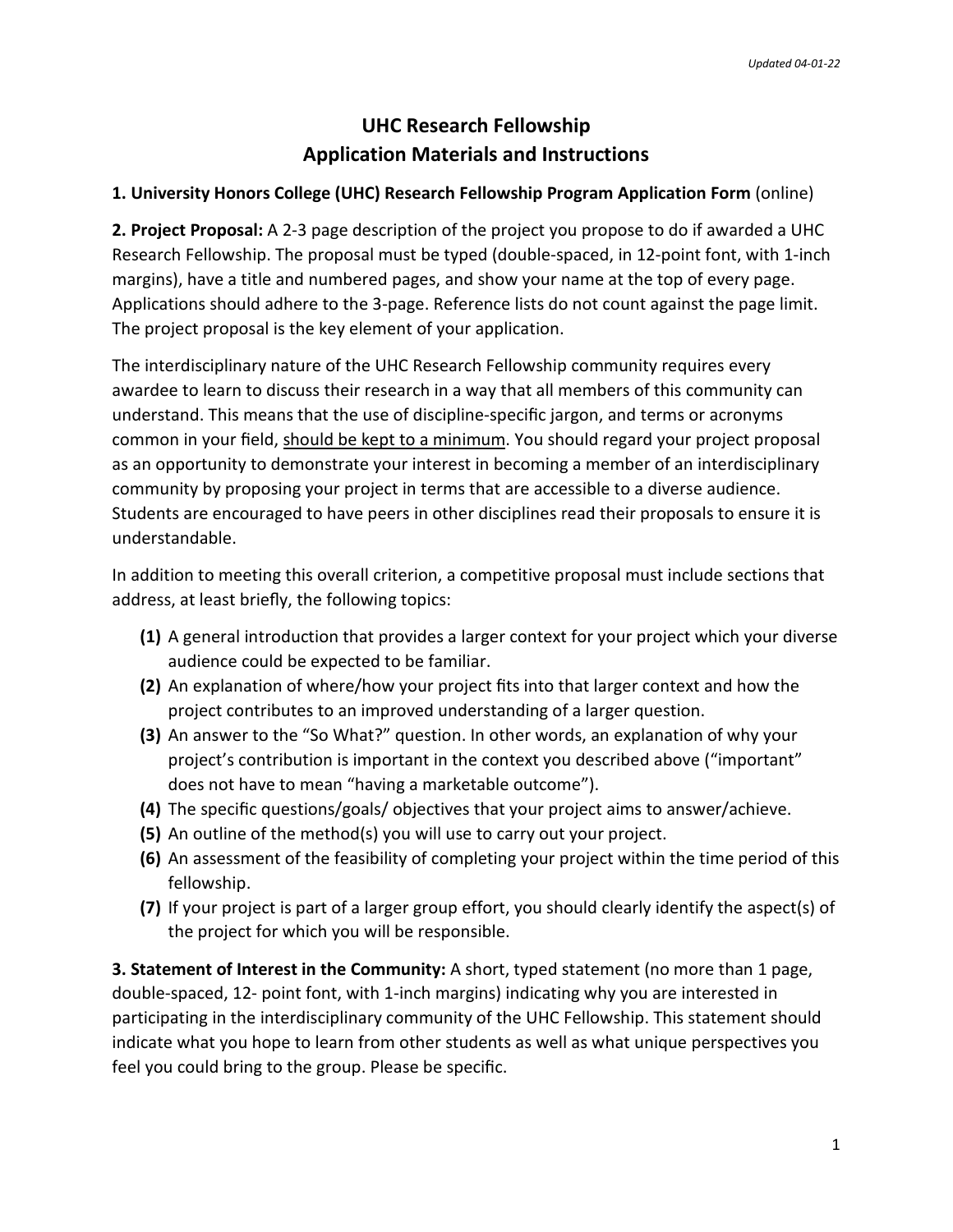*Updated 04-01-22*

# UHC Research Fellowship
# Application Materials and Instructions

**1. University Honors College (UHC) Research Fellowship Program Application Form** (online)

**2. Project Proposal:** A 2-3 page description of the project you propose to do if awarded a UHC Research Fellowship. The proposal must be typed (double-spaced, in 12-point font, with 1-inch margins), have a title and numbered pages, and show your name at the top of every page. Applications should adhere to the 3-page. Reference lists do not count against the page limit. The project proposal is the key element of your application.

The interdisciplinary nature of the UHC Research Fellowship community requires every awardee to learn to discuss their research in a way that all members of this community can understand. This means that the use of discipline-specific jargon, and terms or acronyms common in your field, <u>should be kept to a minimum</u>. You should regard your project proposal as an opportunity to demonstrate your interest in becoming a member of an interdisciplinary community by proposing your project in terms that are accessible to a diverse audience. Students are encouraged to have peers in other disciplines read their proposals to ensure it is understandable.

In addition to meeting this overall criterion, a competitive proposal must include sections that address, at least briefly, the following topics:

- **(1)** A general introduction that provides a larger context for your project which your diverse audience could be expected to be familiar.
- **(2)** An explanation of where/how your project fits into that larger context and how the project contributes to an improved understanding of a larger question.
- **(3)** An answer to the "So What?" question. In other words, an explanation of why your project's contribution is important in the context you described above ("important" does not have to mean "having a marketable outcome").
- **(4)** The specific questions/goals/ objectives that your project aims to answer/achieve.
- **(5)** An outline of the method(s) you will use to carry out your project.
- **(6)** An assessment of the feasibility of completing your project within the time period of this fellowship.
- **(7)** If your project is part of a larger group effort, you should clearly identify the aspect(s) of the project for which you will be responsible.

**3. Statement of Interest in the Community:** A short, typed statement (no more than 1 page, double-spaced, 12- point font, with 1-inch margins) indicating why you are interested in participating in the interdisciplinary community of the UHC Fellowship. This statement should indicate what you hope to learn from other students as well as what unique perspectives you feel you could bring to the group. Please be specific.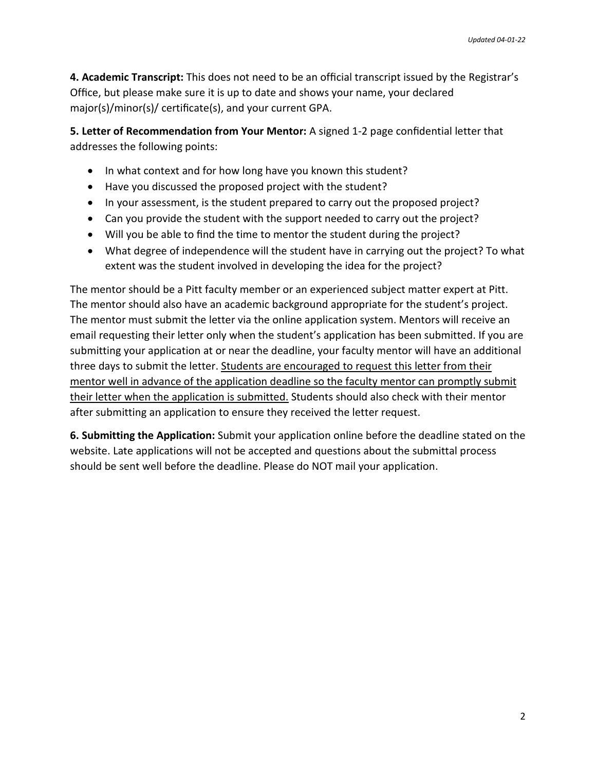**4. Academic Transcript:** This does not need to be an official transcript issued by the Registrar's Office, but please make sure it is up to date and shows your name, your declared major(s)/minor(s)/ certificate(s), and your current GPA.

**5. Letter of Recommendation from Your Mentor:** A signed 1-2 page confidential letter that addresses the following points:

- In what context and for how long have you known this student?
- Have you discussed the proposed project with the student?
- In your assessment, is the student prepared to carry out the proposed project?
- Can you provide the student with the support needed to carry out the project?
- Will you be able to find the time to mentor the student during the project?
- What degree of independence will the student have in carrying out the project? To what extent was the student involved in developing the idea for the project?

The mentor should be a Pitt faculty member or an experienced subject matter expert at Pitt. The mentor should also have an academic background appropriate for the student's project. The mentor must submit the letter via the online application system. Mentors will receive an email requesting their letter only when the student's application has been submitted. If you are submitting your application at or near the deadline, your faculty mentor will have an additional three days to submit the letter. <u>Students are encouraged to request this letter from their mentor well in advance of the application deadline so the faculty mentor can promptly submit their letter when the application is submitted.</u> Students should also check with their mentor after submitting an application to ensure they received the letter request.

**6. Submitting the Application:** Submit your application online before the deadline stated on the website. Late applications will not be accepted and questions about the submittal process should be sent well before the deadline. Please do NOT mail your application.